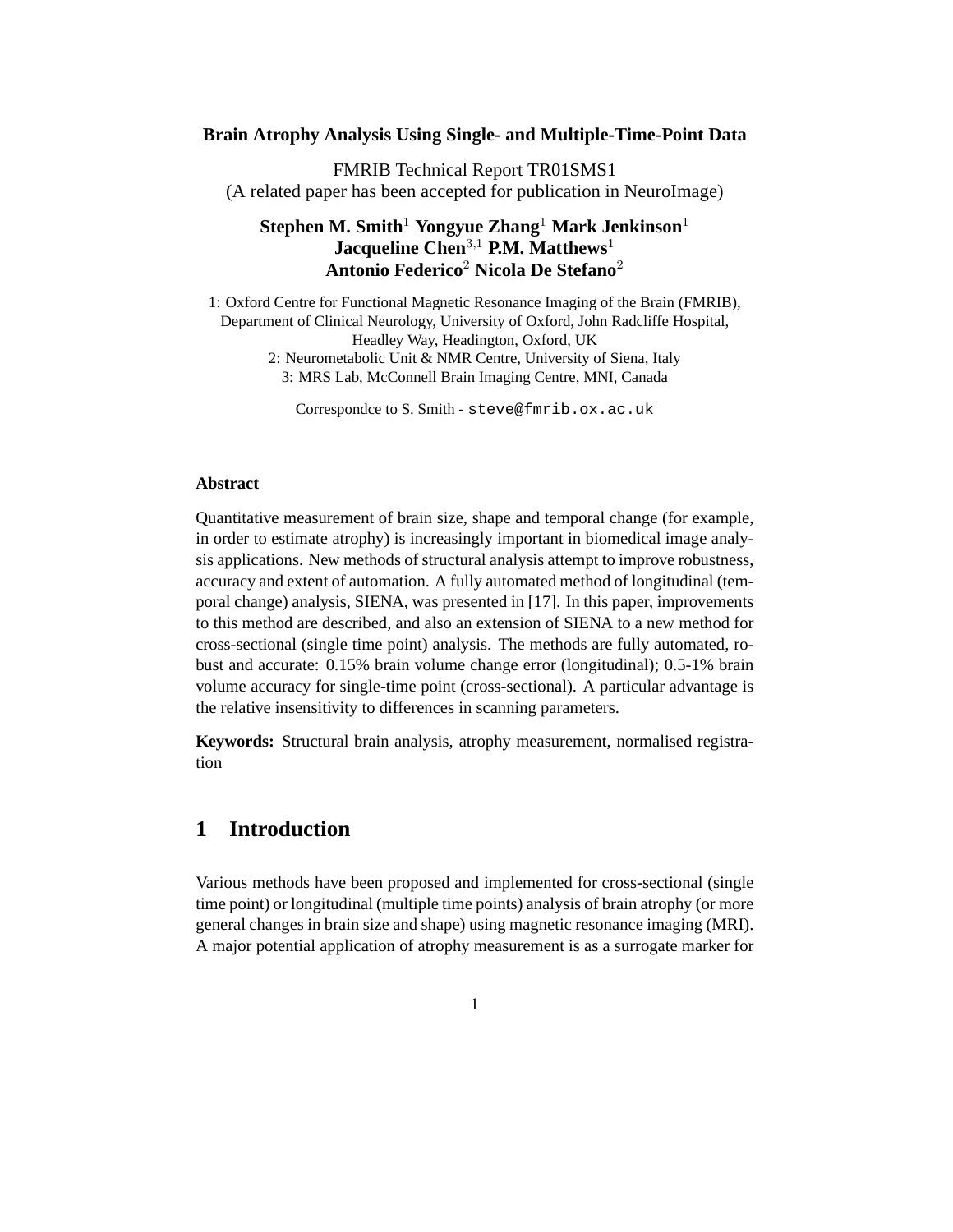# Brain Atrophy Analysis Using Single- and Multiple-Time-Point Data

FMRIB Technical Report TR01SMS1
(A related paper has been accepted for publication in NeuroImage)

**Stephen M. Smith**[1] **Yongyue Zhang**[1] **Mark Jenkinson**[1]
**Jacqueline Chen**[3,1] **P.M. Matthews**[1]
**Antonio Federico**[2] **Nicola De Stefano**[2]

1: Oxford Centre for Functional Magnetic Resonance Imaging of the Brain (FMRIB), Department of Clinical Neurology, University of Oxford, John Radcliffe Hospital, Headley Way, Headington, Oxford, UK
2: Neurometabolic Unit & NMR Centre, University of Siena, Italy
3: MRS Lab, McConnell Brain Imaging Centre, MNI, Canada

Correspondce to S. Smith - `steve@fmrib.ox.ac.uk`

### Abstract

Quantitative measurement of brain size, shape and temporal change (for example, in order to estimate atrophy) is increasingly important in biomedical image analysis applications. New methods of structural analysis attempt to improve robustness, accuracy and extent of automation. A fully automated method of longitudinal (temporal change) analysis, SIENA, was presented in [17]. In this paper, improvements to this method are described, and also an extension of SIENA to a new method for cross-sectional (single time point) analysis. The methods are fully automated, robust and accurate: 0.15% brain volume change error (longitudinal); 0.5-1% brain volume accuracy for single-time point (cross-sectional). A particular advantage is the relative insensitivity to differences in scanning parameters.

**Keywords:** Structural brain analysis, atrophy measurement, normalised registration

## 1 Introduction

Various methods have been proposed and implemented for cross-sectional (single time point) or longitudinal (multiple time points) analysis of brain atrophy (or more general changes in brain size and shape) using magnetic resonance imaging (MRI). A major potential application of atrophy measurement is as a surrogate marker for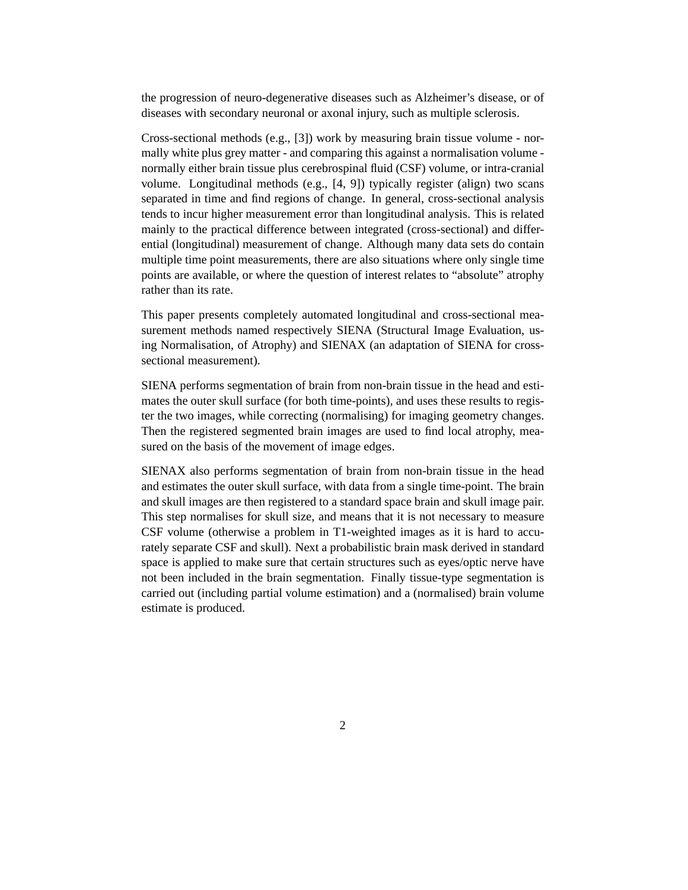the progression of neuro-degenerative diseases such as Alzheimer's disease, or of diseases with secondary neuronal or axonal injury, such as multiple sclerosis.

Cross-sectional methods (e.g., [3]) work by measuring brain tissue volume - normally white plus grey matter - and comparing this against a normalisation volume - normally either brain tissue plus cerebrospinal fluid (CSF) volume, or intra-cranial volume. Longitudinal methods (e.g., [4, 9]) typically register (align) two scans separated in time and find regions of change. In general, cross-sectional analysis tends to incur higher measurement error than longitudinal analysis. This is related mainly to the practical difference between integrated (cross-sectional) and differential (longitudinal) measurement of change. Although many data sets do contain multiple time point measurements, there are also situations where only single time points are available, or where the question of interest relates to "absolute" atrophy rather than its rate.

This paper presents completely automated longitudinal and cross-sectional measurement methods named respectively SIENA (Structural Image Evaluation, using Normalisation, of Atrophy) and SIENAX (an adaptation of SIENA for cross-sectional measurement).

SIENA performs segmentation of brain from non-brain tissue in the head and estimates the outer skull surface (for both time-points), and uses these results to register the two images, while correcting (normalising) for imaging geometry changes. Then the registered segmented brain images are used to find local atrophy, measured on the basis of the movement of image edges.

SIENAX also performs segmentation of brain from non-brain tissue in the head and estimates the outer skull surface, with data from a single time-point. The brain and skull images are then registered to a standard space brain and skull image pair. This step normalises for skull size, and means that it is not necessary to measure CSF volume (otherwise a problem in T1-weighted images as it is hard to accurately separate CSF and skull). Next a probabilistic brain mask derived in standard space is applied to make sure that certain structures such as eyes/optic nerve have not been included in the brain segmentation. Finally tissue-type segmentation is carried out (including partial volume estimation) and a (normalised) brain volume estimate is produced.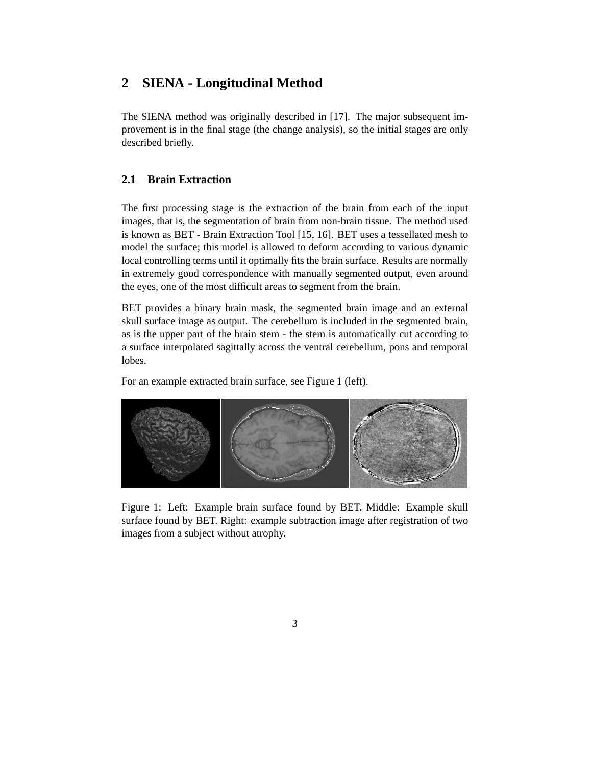## 2 SIENA - Longitudinal Method

The SIENA method was originally described in [17]. The major subsequent improvement is in the final stage (the change analysis), so the initial stages are only described briefly.

### 2.1 Brain Extraction

The first processing stage is the extraction of the brain from each of the input images, that is, the segmentation of brain from non-brain tissue. The method used is known as BET - Brain Extraction Tool [15, 16]. BET uses a tessellated mesh to model the surface; this model is allowed to deform according to various dynamic local controlling terms until it optimally fits the brain surface. Results are normally in extremely good correspondence with manually segmented output, even around the eyes, one of the most difficult areas to segment from the brain.

BET provides a binary brain mask, the segmented brain image and an external skull surface image as output. The cerebellum is included in the segmented brain, as is the upper part of the brain stem - the stem is automatically cut according to a surface interpolated sagittally across the ventral cerebellum, pons and temporal lobes.

For an example extracted brain surface, see Figure 1 (left).

Figure 1: Left: Example brain surface found by BET. Middle: Example skull surface found by BET. Right: example subtraction image after registration of two images from a subject without atrophy.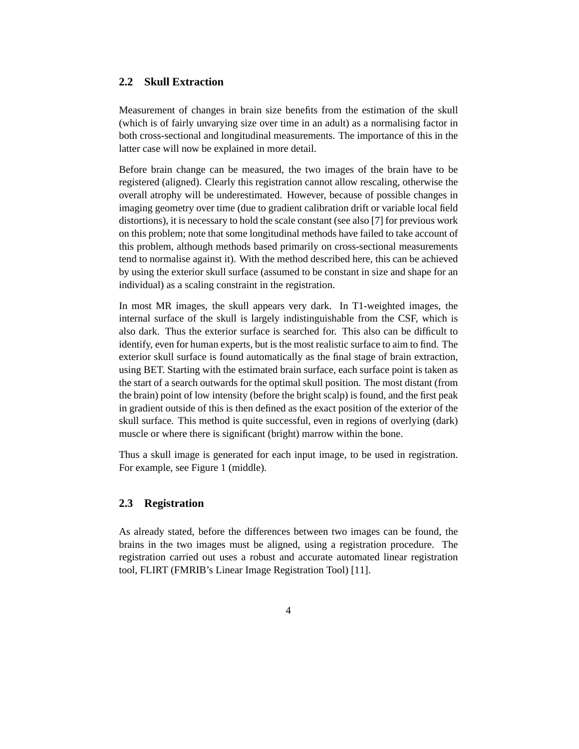### 2.2 Skull Extraction

Measurement of changes in brain size benefits from the estimation of the skull (which is of fairly unvarying size over time in an adult) as a normalising factor in both cross-sectional and longitudinal measurements. The importance of this in the latter case will now be explained in more detail.

Before brain change can be measured, the two images of the brain have to be registered (aligned). Clearly this registration cannot allow rescaling, otherwise the overall atrophy will be underestimated. However, because of possible changes in imaging geometry over time (due to gradient calibration drift or variable local field distortions), it is necessary to hold the scale constant (see also [7] for previous work on this problem; note that some longitudinal methods have failed to take account of this problem, although methods based primarily on cross-sectional measurements tend to normalise against it). With the method described here, this can be achieved by using the exterior skull surface (assumed to be constant in size and shape for an individual) as a scaling constraint in the registration.

In most MR images, the skull appears very dark. In T1-weighted images, the internal surface of the skull is largely indistinguishable from the CSF, which is also dark. Thus the exterior surface is searched for. This also can be difficult to identify, even for human experts, but is the most realistic surface to aim to find. The exterior skull surface is found automatically as the final stage of brain extraction, using BET. Starting with the estimated brain surface, each surface point is taken as the start of a search outwards for the optimal skull position. The most distant (from the brain) point of low intensity (before the bright scalp) is found, and the first peak in gradient outside of this is then defined as the exact position of the exterior of the skull surface. This method is quite successful, even in regions of overlying (dark) muscle or where there is significant (bright) marrow within the bone.

Thus a skull image is generated for each input image, to be used in registration. For example, see Figure 1 (middle).

### 2.3 Registration

As already stated, before the differences between two images can be found, the brains in the two images must be aligned, using a registration procedure. The registration carried out uses a robust and accurate automated linear registration tool, FLIRT (FMRIB's Linear Image Registration Tool) [11].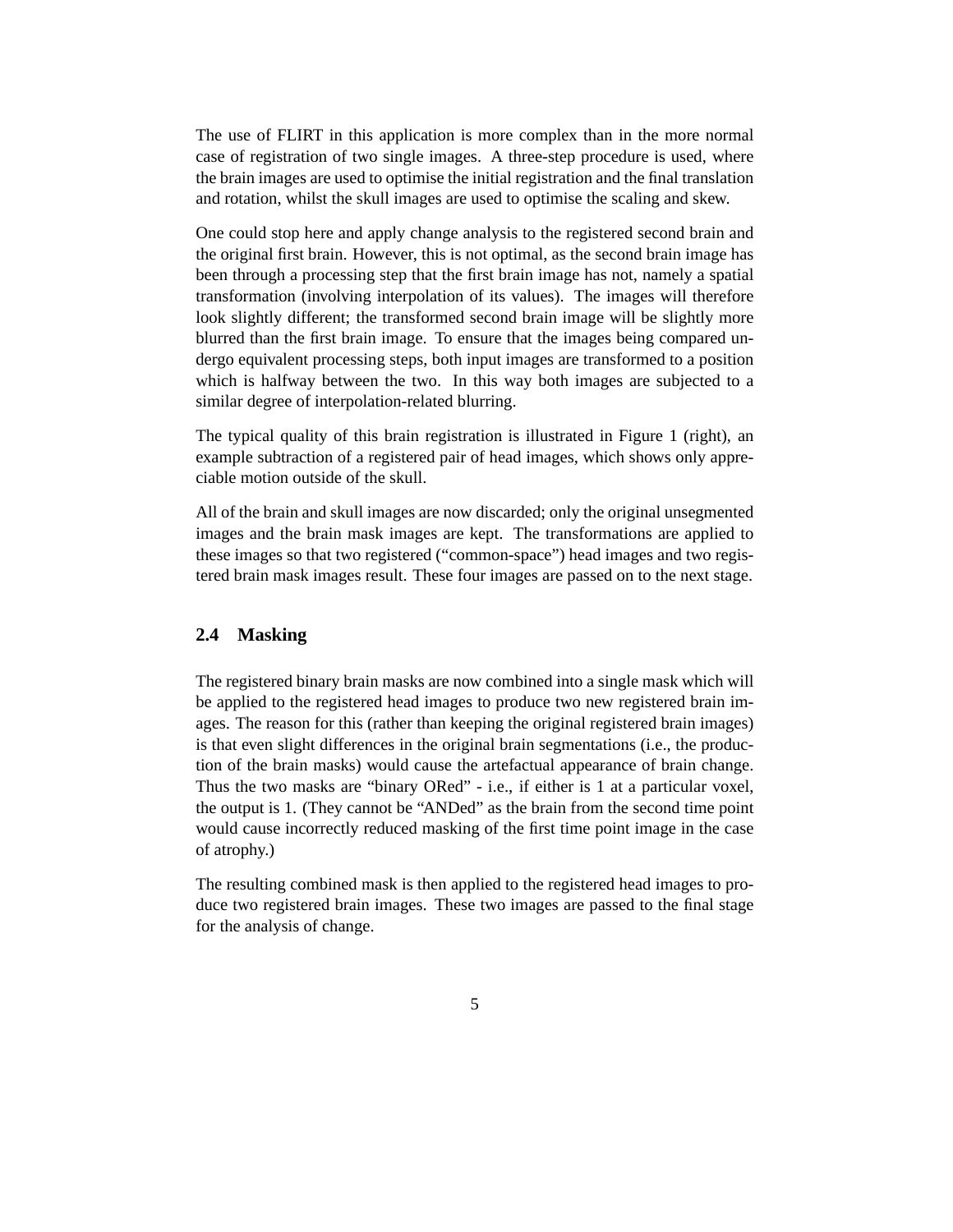The use of FLIRT in this application is more complex than in the more normal case of registration of two single images. A three-step procedure is used, where the brain images are used to optimise the initial registration and the final translation and rotation, whilst the skull images are used to optimise the scaling and skew.

One could stop here and apply change analysis to the registered second brain and the original first brain. However, this is not optimal, as the second brain image has been through a processing step that the first brain image has not, namely a spatial transformation (involving interpolation of its values). The images will therefore look slightly different; the transformed second brain image will be slightly more blurred than the first brain image. To ensure that the images being compared undergo equivalent processing steps, both input images are transformed to a position which is halfway between the two. In this way both images are subjected to a similar degree of interpolation-related blurring.

The typical quality of this brain registration is illustrated in Figure 1 (right), an example subtraction of a registered pair of head images, which shows only appreciable motion outside of the skull.

All of the brain and skull images are now discarded; only the original unsegmented images and the brain mask images are kept. The transformations are applied to these images so that two registered ("common-space") head images and two registered brain mask images result. These four images are passed on to the next stage.

### 2.4 Masking

The registered binary brain masks are now combined into a single mask which will be applied to the registered head images to produce two new registered brain images. The reason for this (rather than keeping the original registered brain images) is that even slight differences in the original brain segmentations (i.e., the production of the brain masks) would cause the artefactual appearance of brain change. Thus the two masks are "binary ORed" - i.e., if either is 1 at a particular voxel, the output is 1. (They cannot be "ANDed" as the brain from the second time point would cause incorrectly reduced masking of the first time point image in the case of atrophy.)

The resulting combined mask is then applied to the registered head images to produce two registered brain images. These two images are passed to the final stage for the analysis of change.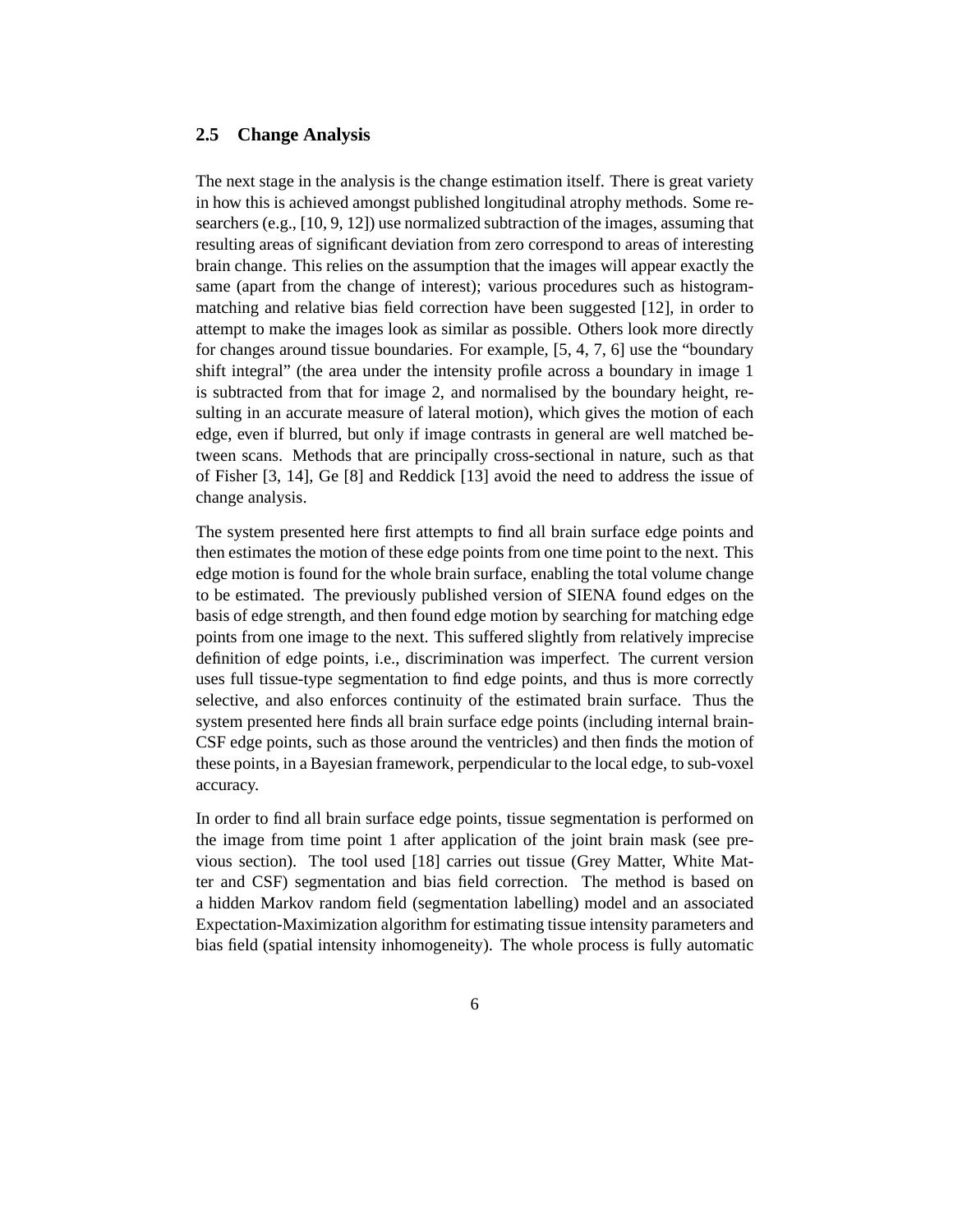### 2.5 Change Analysis

The next stage in the analysis is the change estimation itself. There is great variety in how this is achieved amongst published longitudinal atrophy methods. Some researchers (e.g., [10, 9, 12]) use normalized subtraction of the images, assuming that resulting areas of significant deviation from zero correspond to areas of interesting brain change. This relies on the assumption that the images will appear exactly the same (apart from the change of interest); various procedures such as histogram-matching and relative bias field correction have been suggested [12], in order to attempt to make the images look as similar as possible. Others look more directly for changes around tissue boundaries. For example, [5, 4, 7, 6] use the "boundary shift integral" (the area under the intensity profile across a boundary in image 1 is subtracted from that for image 2, and normalised by the boundary height, resulting in an accurate measure of lateral motion), which gives the motion of each edge, even if blurred, but only if image contrasts in general are well matched between scans. Methods that are principally cross-sectional in nature, such as that of Fisher [3, 14], Ge [8] and Reddick [13] avoid the need to address the issue of change analysis.

The system presented here first attempts to find all brain surface edge points and then estimates the motion of these edge points from one time point to the next. This edge motion is found for the whole brain surface, enabling the total volume change to be estimated. The previously published version of SIENA found edges on the basis of edge strength, and then found edge motion by searching for matching edge points from one image to the next. This suffered slightly from relatively imprecise definition of edge points, i.e., discrimination was imperfect. The current version uses full tissue-type segmentation to find edge points, and thus is more correctly selective, and also enforces continuity of the estimated brain surface. Thus the system presented here finds all brain surface edge points (including internal brain-CSF edge points, such as those around the ventricles) and then finds the motion of these points, in a Bayesian framework, perpendicular to the local edge, to sub-voxel accuracy.

In order to find all brain surface edge points, tissue segmentation is performed on the image from time point 1 after application of the joint brain mask (see previous section). The tool used [18] carries out tissue (Grey Matter, White Matter and CSF) segmentation and bias field correction. The method is based on a hidden Markov random field (segmentation labelling) model and an associated Expectation-Maximization algorithm for estimating tissue intensity parameters and bias field (spatial intensity inhomogeneity). The whole process is fully automatic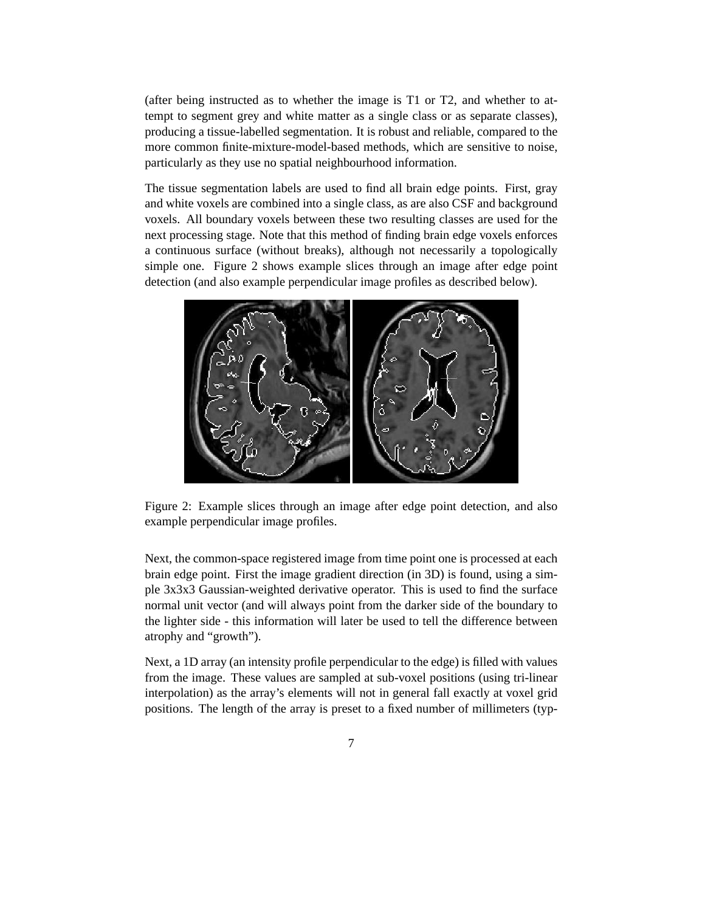(after being instructed as to whether the image is T1 or T2, and whether to attempt to segment grey and white matter as a single class or as separate classes), producing a tissue-labelled segmentation. It is robust and reliable, compared to the more common finite-mixture-model-based methods, which are sensitive to noise, particularly as they use no spatial neighbourhood information.

The tissue segmentation labels are used to find all brain edge points. First, gray and white voxels are combined into a single class, as are also CSF and background voxels. All boundary voxels between these two resulting classes are used for the next processing stage. Note that this method of finding brain edge voxels enforces a continuous surface (without breaks), although not necessarily a topologically simple one. Figure 2 shows example slices through an image after edge point detection (and also example perpendicular image profiles as described below).

Figure 2: Example slices through an image after edge point detection, and also example perpendicular image profiles.

Next, the common-space registered image from time point one is processed at each brain edge point. First the image gradient direction (in 3D) is found, using a simple 3x3x3 Gaussian-weighted derivative operator. This is used to find the surface normal unit vector (and will always point from the darker side of the boundary to the lighter side - this information will later be used to tell the difference between atrophy and "growth").

Next, a 1D array (an intensity profile perpendicular to the edge) is filled with values from the image. These values are sampled at sub-voxel positions (using tri-linear interpolation) as the array's elements will not in general fall exactly at voxel grid positions. The length of the array is preset to a fixed number of millimeters (typ-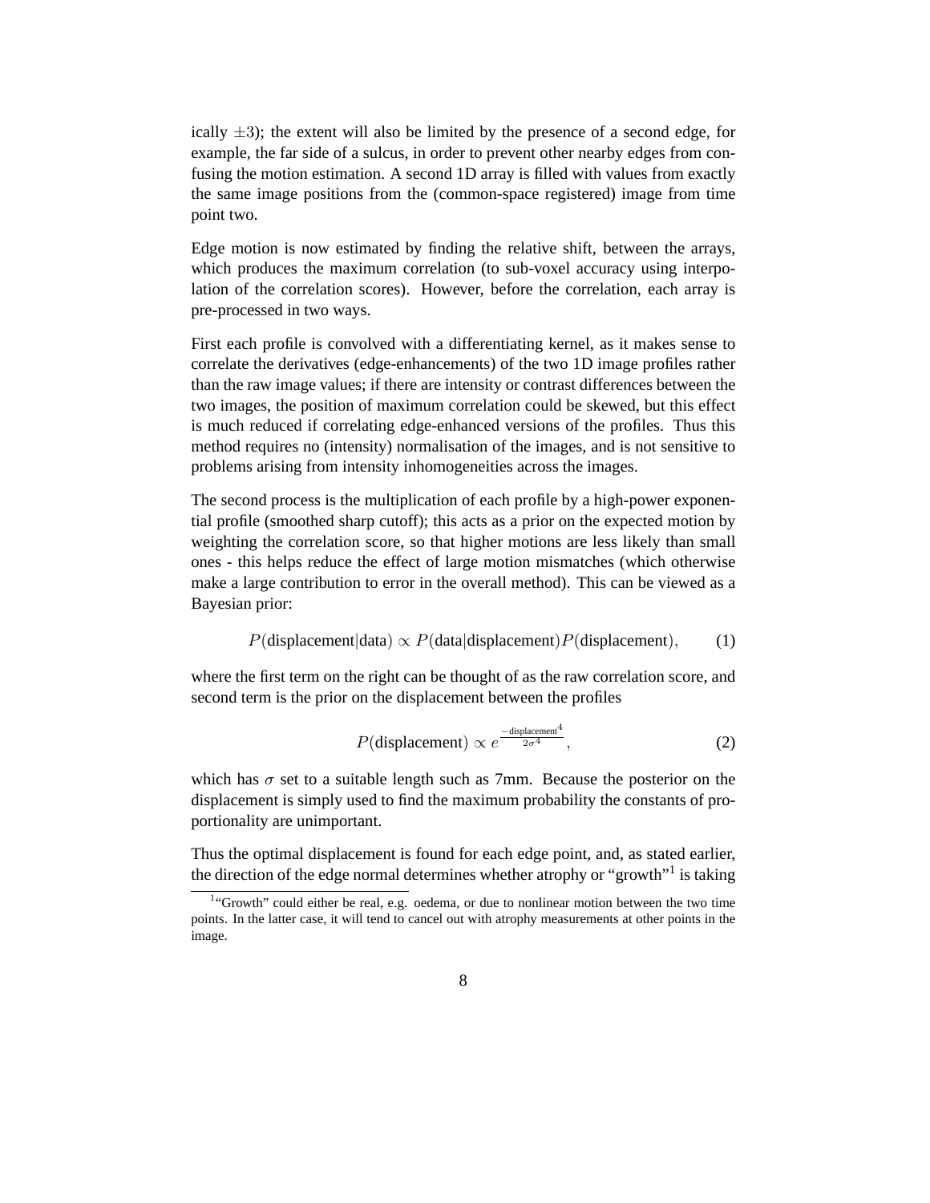ically $\pm 3$); the extent will also be limited by the presence of a second edge, for example, the far side of a sulcus, in order to prevent other nearby edges from confusing the motion estimation. A second 1D array is filled with values from exactly the same image positions from the (common-space registered) image from time point two.

Edge motion is now estimated by finding the relative shift, between the arrays, which produces the maximum correlation (to sub-voxel accuracy using interpolation of the correlation scores). However, before the correlation, each array is pre-processed in two ways.

First each profile is convolved with a differentiating kernel, as it makes sense to correlate the derivatives (edge-enhancements) of the two 1D image profiles rather than the raw image values; if there are intensity or contrast differences between the two images, the position of maximum correlation could be skewed, but this effect is much reduced if correlating edge-enhanced versions of the profiles. Thus this method requires no (intensity) normalisation of the images, and is not sensitive to problems arising from intensity inhomogeneities across the images.

The second process is the multiplication of each profile by a high-power exponential profile (smoothed sharp cutoff); this acts as a prior on the expected motion by weighting the correlation score, so that higher motions are less likely than small ones - this helps reduce the effect of large motion mismatches (which otherwise make a large contribution to error in the overall method). This can be viewed as a Bayesian prior:

$$P(\text{displacement}|\text{data}) \propto P(\text{data}|\text{displacement})P(\text{displacement}), \qquad (1)$$

where the first term on the right can be thought of as the raw correlation score, and second term is the prior on the displacement between the profiles

$$P(\text{displacement}) \propto e^{\frac{-\text{displacement}^4}{2\sigma^4}}, \qquad (2)$$

which has $\sigma$ set to a suitable length such as 7mm. Because the posterior on the displacement is simply used to find the maximum probability the constants of proportionality are unimportant.

Thus the optimal displacement is found for each edge point, and, as stated earlier, the direction of the edge normal determines whether atrophy or "growth"[1] is taking

[1] "Growth" could either be real, e.g. oedema, or due to nonlinear motion between the two time points. In the latter case, it will tend to cancel out with atrophy measurements at other points in the image.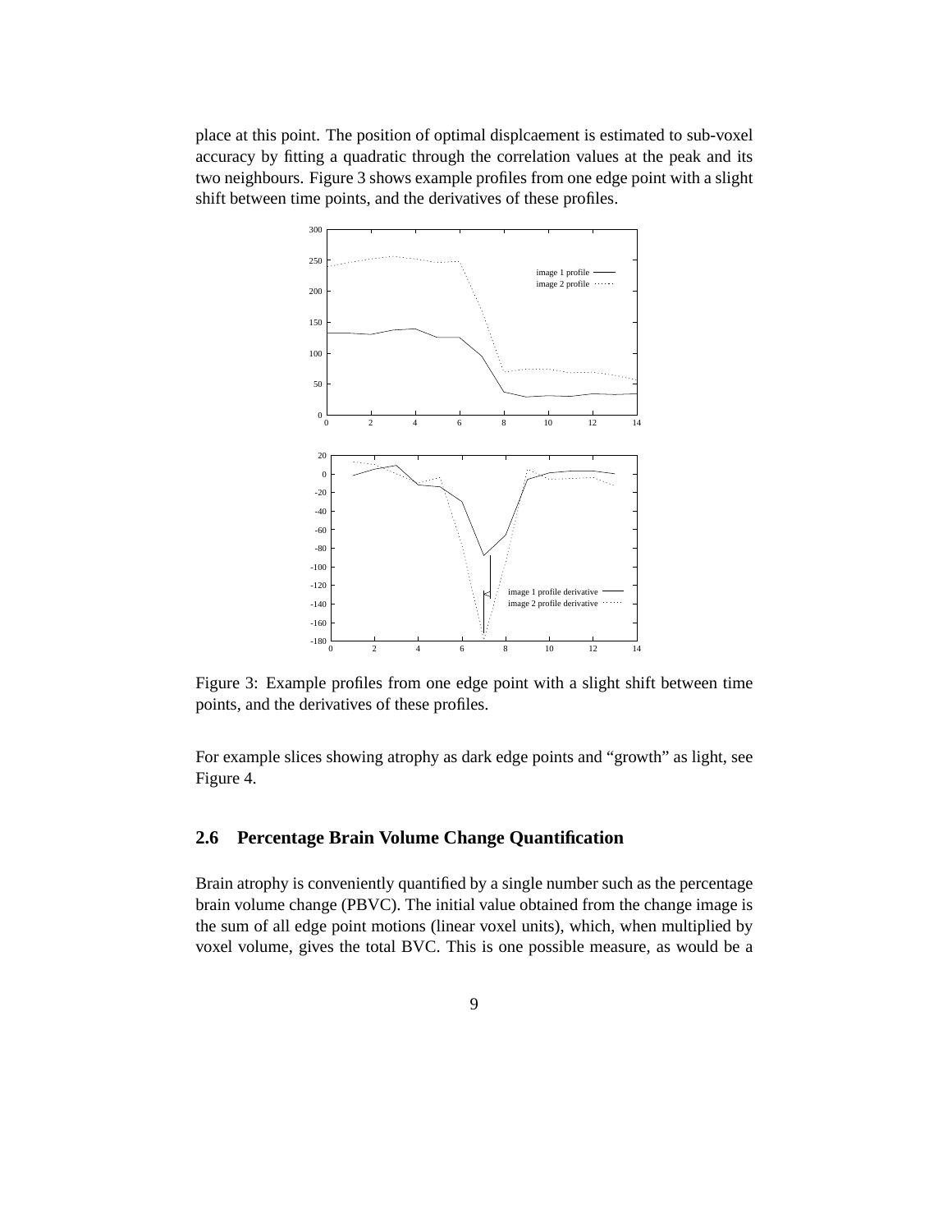place at this point. The position of optimal displcaement is estimated to sub-voxel accuracy by fitting a quadratic through the correlation values at the peak and its two neighbours. Figure 3 shows example profiles from one edge point with a slight shift between time points, and the derivatives of these profiles.

Figure 3: Example profiles from one edge point with a slight shift between time points, and the derivatives of these profiles.

For example slices showing atrophy as dark edge points and "growth" as light, see Figure 4.

### 2.6 Percentage Brain Volume Change Quantification

Brain atrophy is conveniently quantified by a single number such as the percentage brain volume change (PBVC). The initial value obtained from the change image is the sum of all edge point motions (linear voxel units), which, when multiplied by voxel volume, gives the total BVC. This is one possible measure, as would be a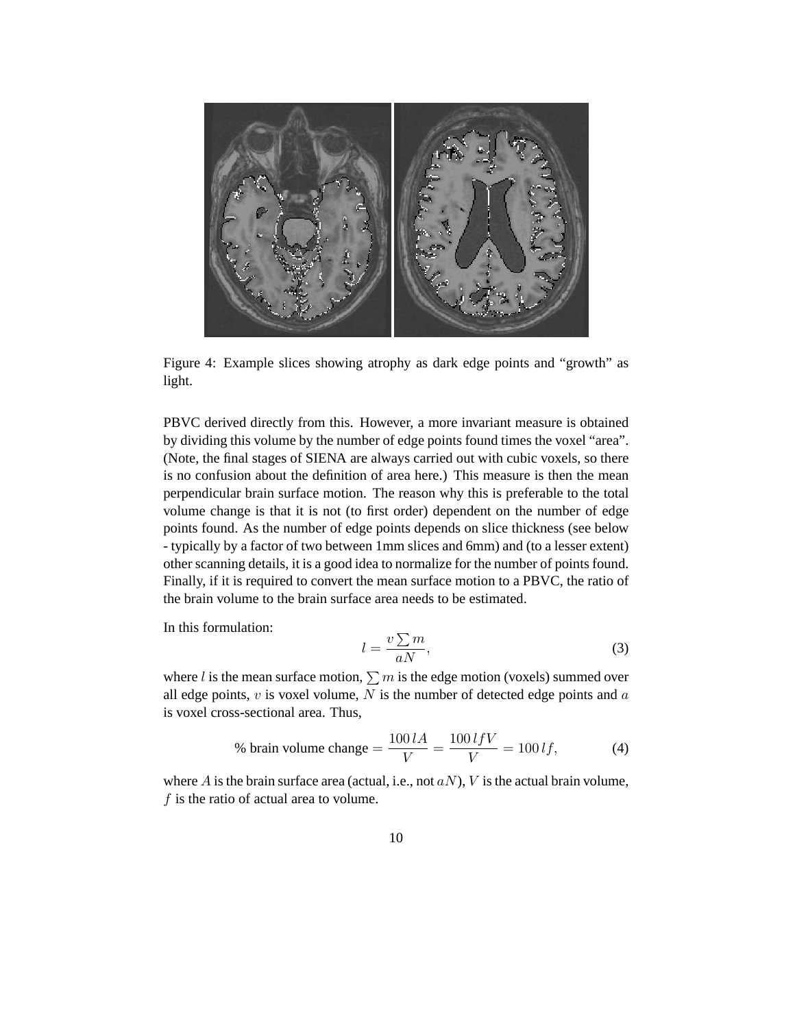Figure 4: Example slices showing atrophy as dark edge points and "growth" as light.

PBVC derived directly from this. However, a more invariant measure is obtained by dividing this volume by the number of edge points found times the voxel "area". (Note, the final stages of SIENA are always carried out with cubic voxels, so there is no confusion about the definition of area here.) This measure is then the mean perpendicular brain surface motion. The reason why this is preferable to the total volume change is that it is not (to first order) dependent on the number of edge points found. As the number of edge points depends on slice thickness (see below - typically by a factor of two between 1mm slices and 6mm) and (to a lesser extent) other scanning details, it is a good idea to normalize for the number of points found. Finally, if it is required to convert the mean surface motion to a PBVC, the ratio of the brain volume to the brain surface area needs to be estimated.

In this formulation:

$$l = \frac{v \sum m}{aN}, \tag{3}$$

where $l$ is the mean surface motion, $\sum m$ is the edge motion (voxels) summed over all edge points, $v$ is voxel volume, $N$ is the number of detected edge points and $a$ is voxel cross-sectional area. Thus,

$$\text{\% brain volume change} = \frac{100\,lA}{V} = \frac{100\,lfV}{V} = 100\,lf, \tag{4}$$

where $A$ is the brain surface area (actual, i.e., not $aN$), $V$ is the actual brain volume, $f$ is the ratio of actual area to volume.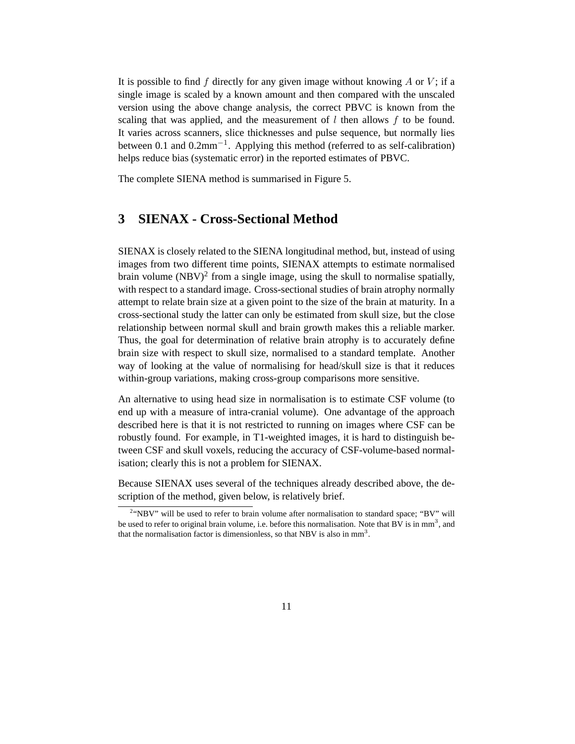It is possible to find $f$ directly for any given image without knowing $A$ or $V$; if a single image is scaled by a known amount and then compared with the unscaled version using the above change analysis, the correct PBVC is known from the scaling that was applied, and the measurement of $l$ then allows $f$ to be found. It varies across scanners, slice thicknesses and pulse sequence, but normally lies between 0.1 and 0.2$\text{mm}^{-1}$. Applying this method (referred to as self-calibration) helps reduce bias (systematic error) in the reported estimates of PBVC.

The complete SIENA method is summarised in Figure 5.

## 3 SIENAX - Cross-Sectional Method

SIENAX is closely related to the SIENA longitudinal method, but, instead of using images from two different time points, SIENAX attempts to estimate normalised brain volume (NBV)[2] from a single image, using the skull to normalise spatially, with respect to a standard image. Cross-sectional studies of brain atrophy normally attempt to relate brain size at a given point to the size of the brain at maturity. In a cross-sectional study the latter can only be estimated from skull size, but the close relationship between normal skull and brain growth makes this a reliable marker. Thus, the goal for determination of relative brain atrophy is to accurately define brain size with respect to skull size, normalised to a standard template. Another way of looking at the value of normalising for head/skull size is that it reduces within-group variations, making cross-group comparisons more sensitive.

An alternative to using head size in normalisation is to estimate CSF volume (to end up with a measure of intra-cranial volume). One advantage of the approach described here is that it is not restricted to running on images where CSF can be robustly found. For example, in T1-weighted images, it is hard to distinguish between CSF and skull voxels, reducing the accuracy of CSF-volume-based normalisation; clearly this is not a problem for SIENAX.

Because SIENAX uses several of the techniques already described above, the description of the method, given below, is relatively brief.

[2] "NBV" will be used to refer to brain volume after normalisation to standard space; "BV" will be used to refer to original brain volume, i.e. before this normalisation. Note that BV is in $\text{mm}^3$, and that the normalisation factor is dimensionless, so that NBV is also in $\text{mm}^3$.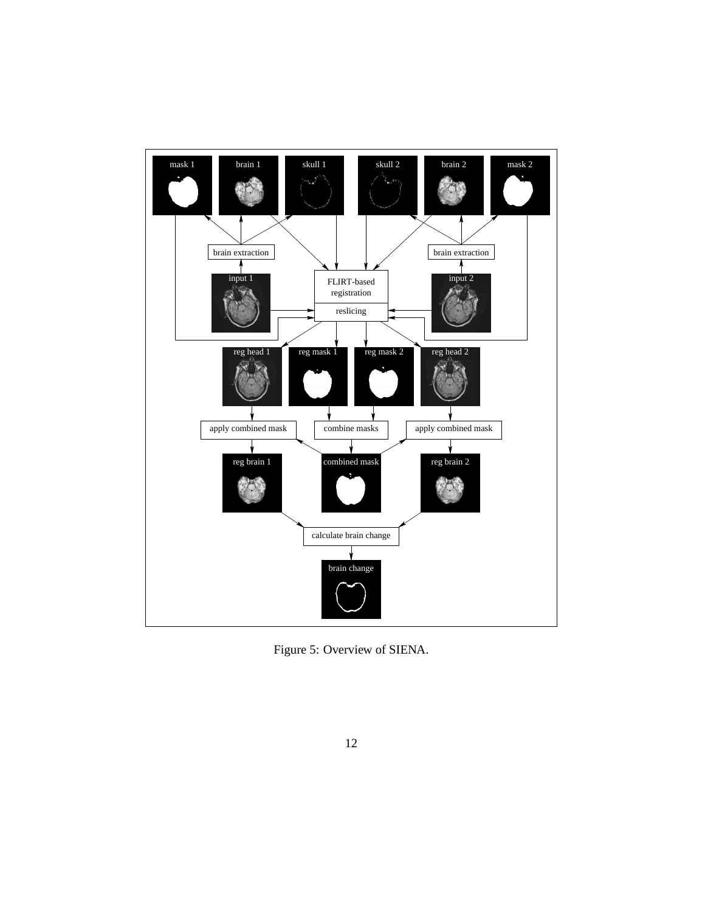Figure 5: Overview of SIENA.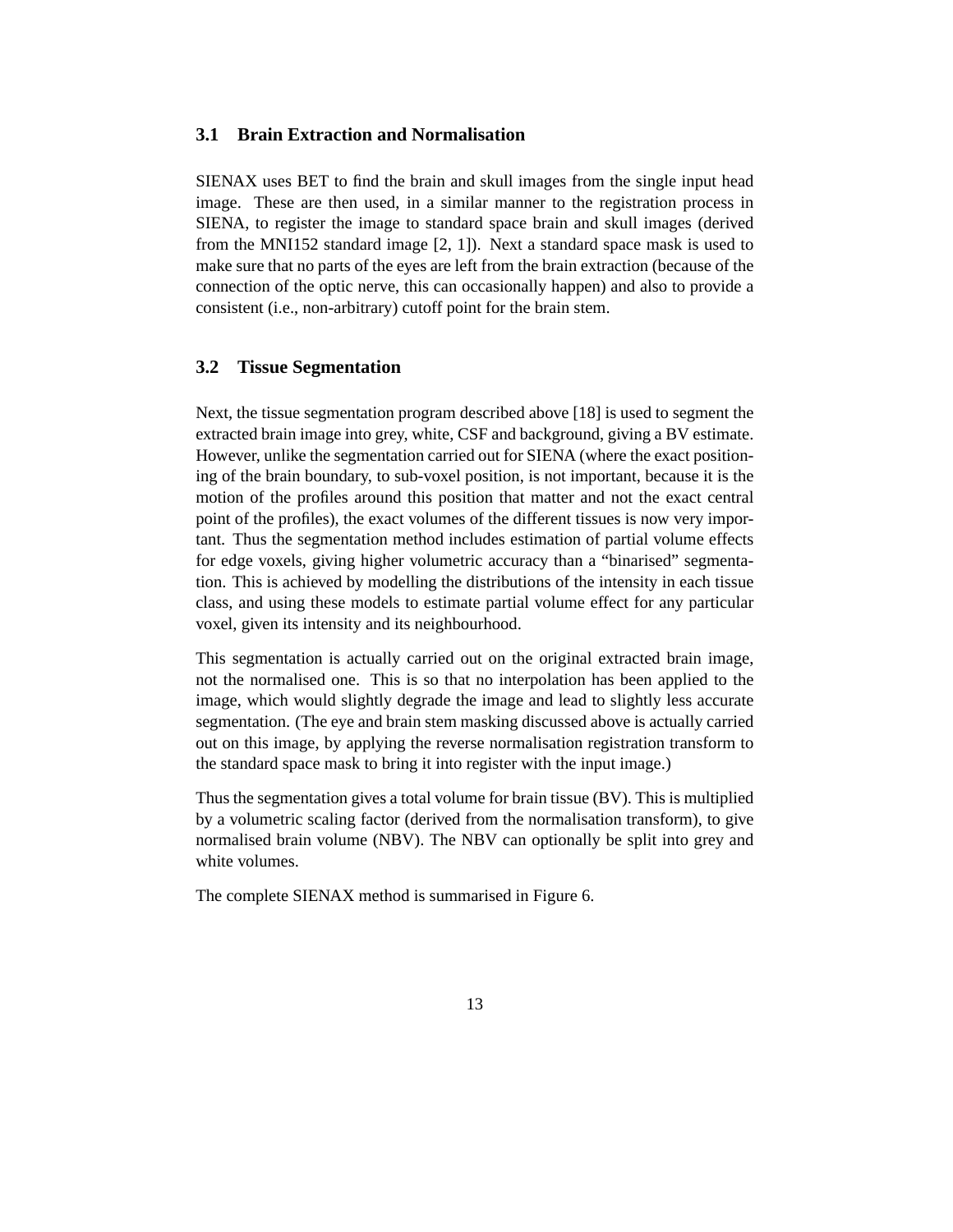### 3.1 Brain Extraction and Normalisation

SIENAX uses BET to find the brain and skull images from the single input head image. These are then used, in a similar manner to the registration process in SIENA, to register the image to standard space brain and skull images (derived from the MNI152 standard image [2, 1]). Next a standard space mask is used to make sure that no parts of the eyes are left from the brain extraction (because of the connection of the optic nerve, this can occasionally happen) and also to provide a consistent (i.e., non-arbitrary) cutoff point for the brain stem.

### 3.2 Tissue Segmentation

Next, the tissue segmentation program described above [18] is used to segment the extracted brain image into grey, white, CSF and background, giving a BV estimate. However, unlike the segmentation carried out for SIENA (where the exact positioning of the brain boundary, to sub-voxel position, is not important, because it is the motion of the profiles around this position that matter and not the exact central point of the profiles), the exact volumes of the different tissues is now very important. Thus the segmentation method includes estimation of partial volume effects for edge voxels, giving higher volumetric accuracy than a "binarised" segmentation. This is achieved by modelling the distributions of the intensity in each tissue class, and using these models to estimate partial volume effect for any particular voxel, given its intensity and its neighbourhood.

This segmentation is actually carried out on the original extracted brain image, not the normalised one. This is so that no interpolation has been applied to the image, which would slightly degrade the image and lead to slightly less accurate segmentation. (The eye and brain stem masking discussed above is actually carried out on this image, by applying the reverse normalisation registration transform to the standard space mask to bring it into register with the input image.)

Thus the segmentation gives a total volume for brain tissue (BV). This is multiplied by a volumetric scaling factor (derived from the normalisation transform), to give normalised brain volume (NBV). The NBV can optionally be split into grey and white volumes.

The complete SIENAX method is summarised in Figure 6.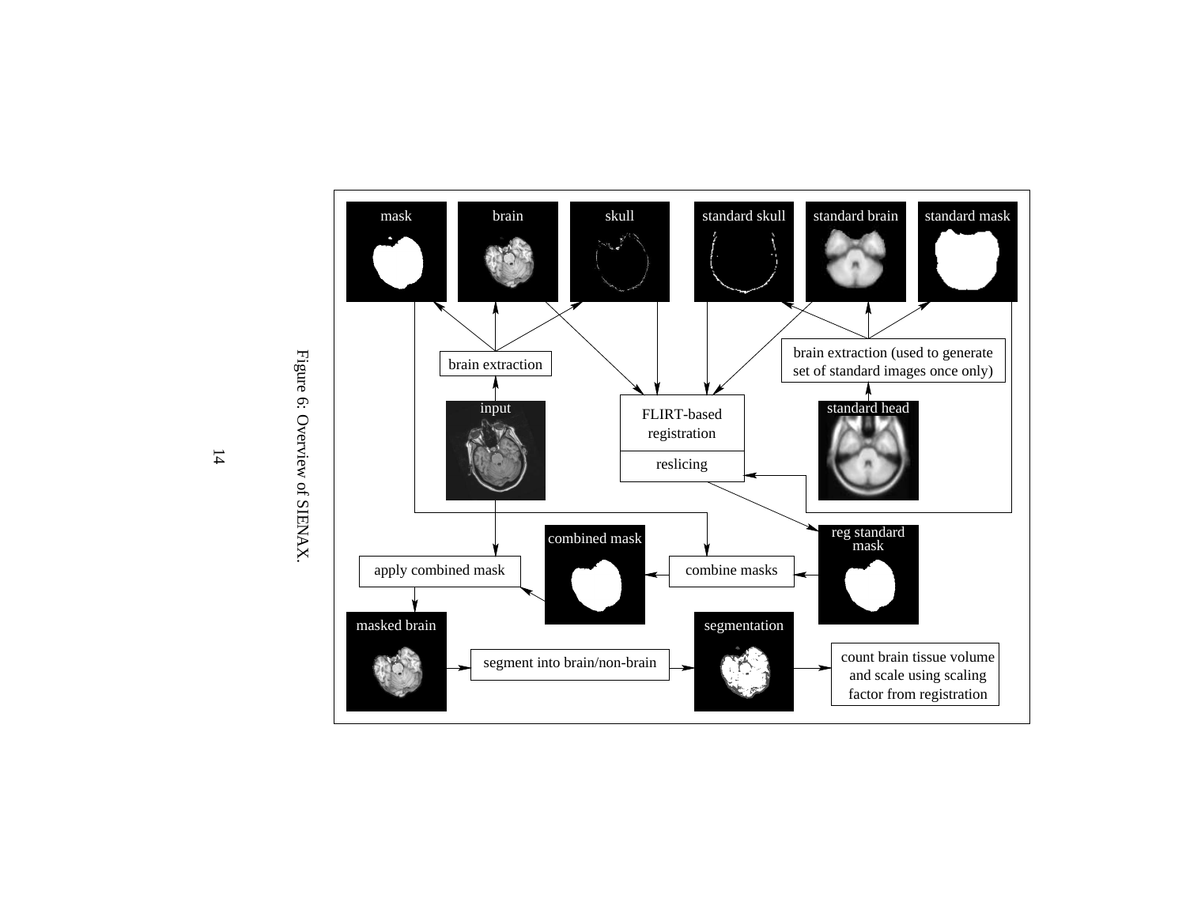Figure 6: Overview of SIENAX.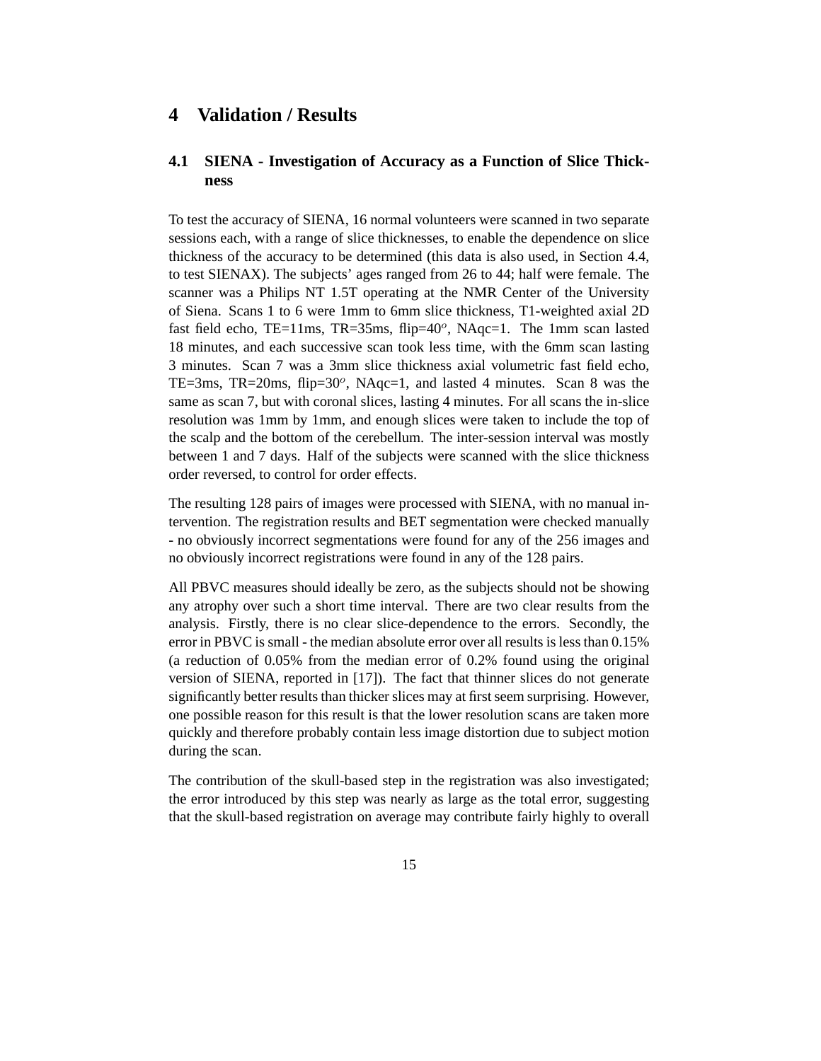# 4 Validation / Results

## 4.1 SIENA - Investigation of Accuracy as a Function of Slice Thickness

To test the accuracy of SIENA, 16 normal volunteers were scanned in two separate sessions each, with a range of slice thicknesses, to enable the dependence on slice thickness of the accuracy to be determined (this data is also used, in Section 4.4, to test SIENAX). The subjects' ages ranged from 26 to 44; half were female. The scanner was a Philips NT 1.5T operating at the NMR Center of the University of Siena. Scans 1 to 6 were 1mm to 6mm slice thickness, T1-weighted axial 2D fast field echo, TE=11ms, TR=35ms, flip=$40^o$, NAqc=1. The 1mm scan lasted 18 minutes, and each successive scan took less time, with the 6mm scan lasting 3 minutes. Scan 7 was a 3mm slice thickness axial volumetric fast field echo, TE=3ms, TR=20ms, flip=$30^o$, NAqc=1, and lasted 4 minutes. Scan 8 was the same as scan 7, but with coronal slices, lasting 4 minutes. For all scans the in-slice resolution was 1mm by 1mm, and enough slices were taken to include the top of the scalp and the bottom of the cerebellum. The inter-session interval was mostly between 1 and 7 days. Half of the subjects were scanned with the slice thickness order reversed, to control for order effects.

The resulting 128 pairs of images were processed with SIENA, with no manual intervention. The registration results and BET segmentation were checked manually - no obviously incorrect segmentations were found for any of the 256 images and no obviously incorrect registrations were found in any of the 128 pairs.

All PBVC measures should ideally be zero, as the subjects should not be showing any atrophy over such a short time interval. There are two clear results from the analysis. Firstly, there is no clear slice-dependence to the errors. Secondly, the error in PBVC is small - the median absolute error over all results is less than 0.15% (a reduction of 0.05% from the median error of 0.2% found using the original version of SIENA, reported in [17]). The fact that thinner slices do not generate significantly better results than thicker slices may at first seem surprising. However, one possible reason for this result is that the lower resolution scans are taken more quickly and therefore probably contain less image distortion due to subject motion during the scan.

The contribution of the skull-based step in the registration was also investigated; the error introduced by this step was nearly as large as the total error, suggesting that the skull-based registration on average may contribute fairly highly to overall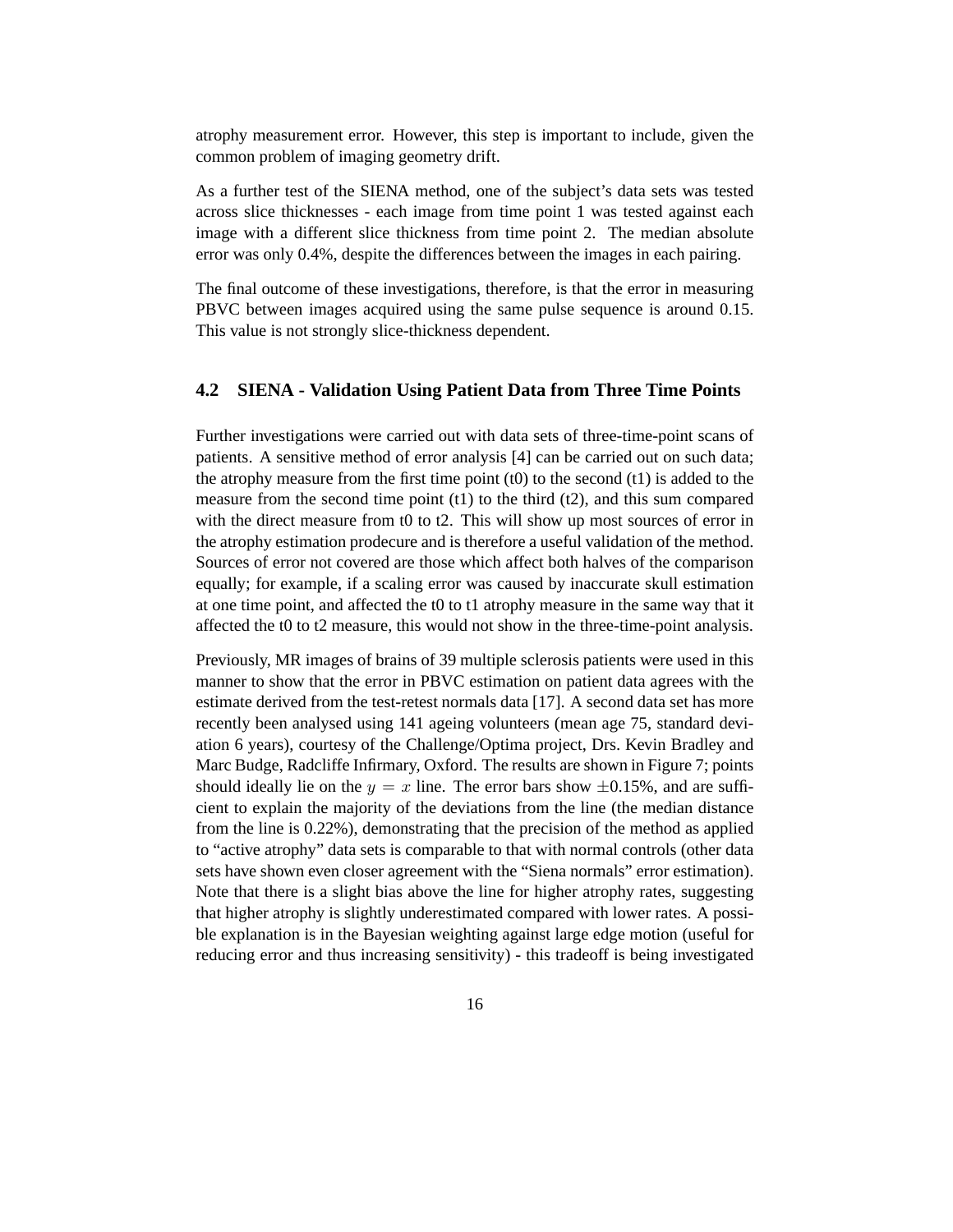atrophy measurement error. However, this step is important to include, given the common problem of imaging geometry drift.

As a further test of the SIENA method, one of the subject's data sets was tested across slice thicknesses - each image from time point 1 was tested against each image with a different slice thickness from time point 2. The median absolute error was only 0.4%, despite the differences between the images in each pairing.

The final outcome of these investigations, therefore, is that the error in measuring PBVC between images acquired using the same pulse sequence is around 0.15. This value is not strongly slice-thickness dependent.

### 4.2 SIENA - Validation Using Patient Data from Three Time Points

Further investigations were carried out with data sets of three-time-point scans of patients. A sensitive method of error analysis [4] can be carried out on such data; the atrophy measure from the first time point (t0) to the second (t1) is added to the measure from the second time point (t1) to the third (t2), and this sum compared with the direct measure from t0 to t2. This will show up most sources of error in the atrophy estimation prodecure and is therefore a useful validation of the method. Sources of error not covered are those which affect both halves of the comparison equally; for example, if a scaling error was caused by inaccurate skull estimation at one time point, and affected the t0 to t1 atrophy measure in the same way that it affected the t0 to t2 measure, this would not show in the three-time-point analysis.

Previously, MR images of brains of 39 multiple sclerosis patients were used in this manner to show that the error in PBVC estimation on patient data agrees with the estimate derived from the test-retest normals data [17]. A second data set has more recently been analysed using 141 ageing volunteers (mean age 75, standard deviation 6 years), courtesy of the Challenge/Optima project, Drs. Kevin Bradley and Marc Budge, Radcliffe Infirmary, Oxford. The results are shown in Figure 7; points should ideally lie on the $y = x$ line. The error bars show $\pm$0.15%, and are sufficient to explain the majority of the deviations from the line (the median distance from the line is 0.22%), demonstrating that the precision of the method as applied to "active atrophy" data sets is comparable to that with normal controls (other data sets have shown even closer agreement with the "Siena normals" error estimation). Note that there is a slight bias above the line for higher atrophy rates, suggesting that higher atrophy is slightly underestimated compared with lower rates. A possible explanation is in the Bayesian weighting against large edge motion (useful for reducing error and thus increasing sensitivity) - this tradeoff is being investigated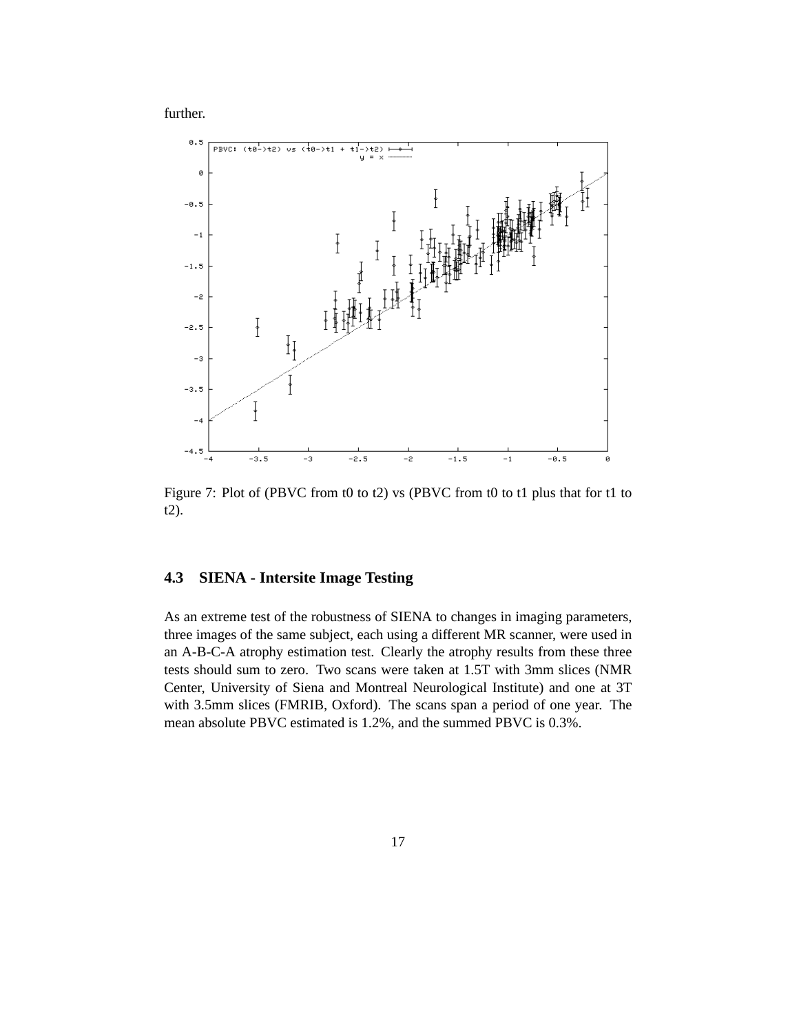further.

Figure 7: Plot of (PBVC from t0 to t2) vs (PBVC from t0 to t1 plus that for t1 to t2).

### 4.3 SIENA - Intersite Image Testing

As an extreme test of the robustness of SIENA to changes in imaging parameters, three images of the same subject, each using a different MR scanner, were used in an A-B-C-A atrophy estimation test. Clearly the atrophy results from these three tests should sum to zero. Two scans were taken at 1.5T with 3mm slices (NMR Center, University of Siena and Montreal Neurological Institute) and one at 3T with 3.5mm slices (FMRIB, Oxford). The scans span a period of one year. The mean absolute PBVC estimated is 1.2%, and the summed PBVC is 0.3%.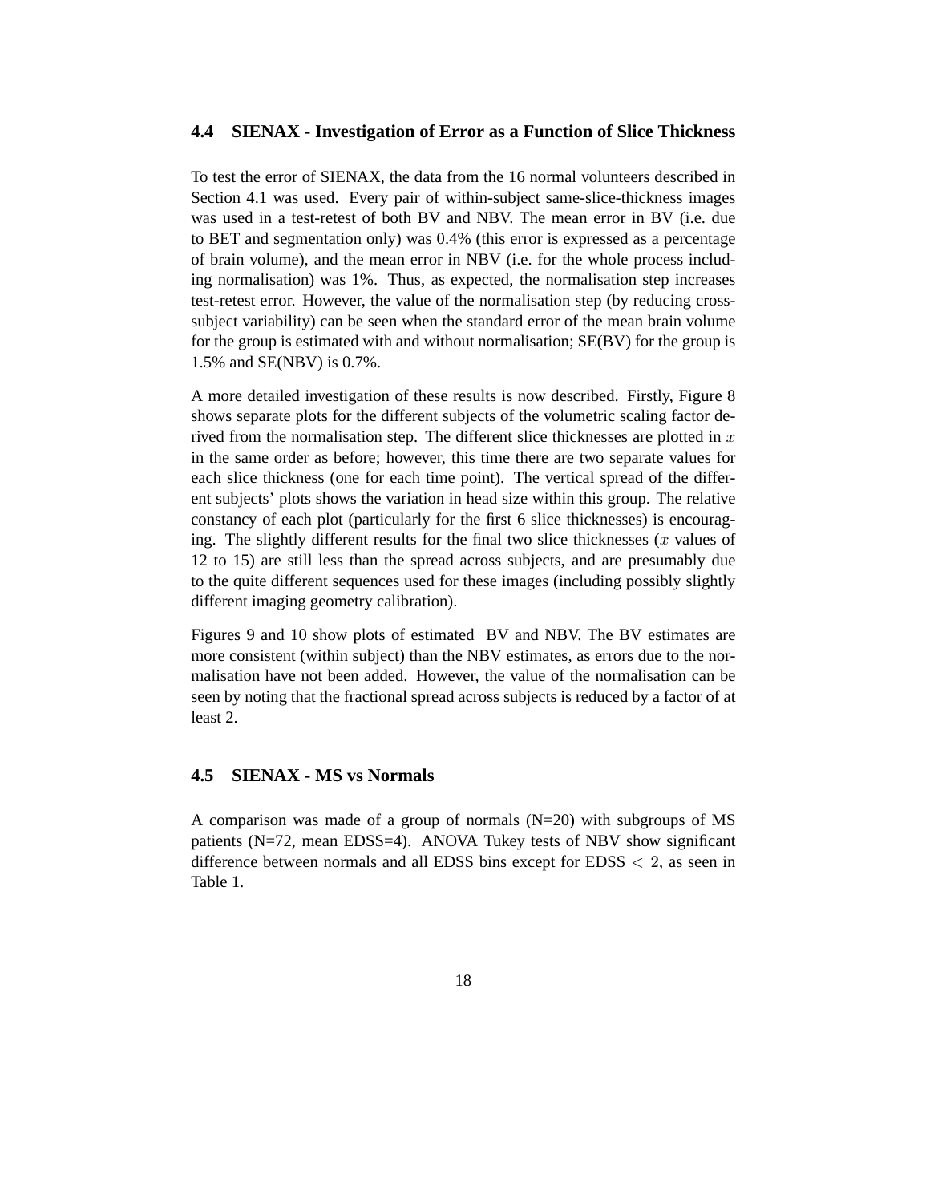### 4.4 SIENAX - Investigation of Error as a Function of Slice Thickness

To test the error of SIENAX, the data from the 16 normal volunteers described in Section 4.1 was used. Every pair of within-subject same-slice-thickness images was used in a test-retest of both BV and NBV. The mean error in BV (i.e. due to BET and segmentation only) was 0.4% (this error is expressed as a percentage of brain volume), and the mean error in NBV (i.e. for the whole process including normalisation) was 1%. Thus, as expected, the normalisation step increases test-retest error. However, the value of the normalisation step (by reducing cross-subject variability) can be seen when the standard error of the mean brain volume for the group is estimated with and without normalisation; SE(BV) for the group is 1.5% and SE(NBV) is 0.7%.

A more detailed investigation of these results is now described. Firstly, Figure 8 shows separate plots for the different subjects of the volumetric scaling factor derived from the normalisation step. The different slice thicknesses are plotted in $x$ in the same order as before; however, this time there are two separate values for each slice thickness (one for each time point). The vertical spread of the different subjects' plots shows the variation in head size within this group. The relative constancy of each plot (particularly for the first 6 slice thicknesses) is encouraging. The slightly different results for the final two slice thicknesses ($x$ values of 12 to 15) are still less than the spread across subjects, and are presumably due to the quite different sequences used for these images (including possibly slightly different imaging geometry calibration).

Figures 9 and 10 show plots of estimated BV and NBV. The BV estimates are more consistent (within subject) than the NBV estimates, as errors due to the normalisation have not been added. However, the value of the normalisation can be seen by noting that the fractional spread across subjects is reduced by a factor of at least 2.

### 4.5 SIENAX - MS vs Normals

A comparison was made of a group of normals (N=20) with subgroups of MS patients (N=72, mean EDSS=4). ANOVA Tukey tests of NBV show significant difference between normals and all EDSS bins except for EDSS $< 2$, as seen in Table 1.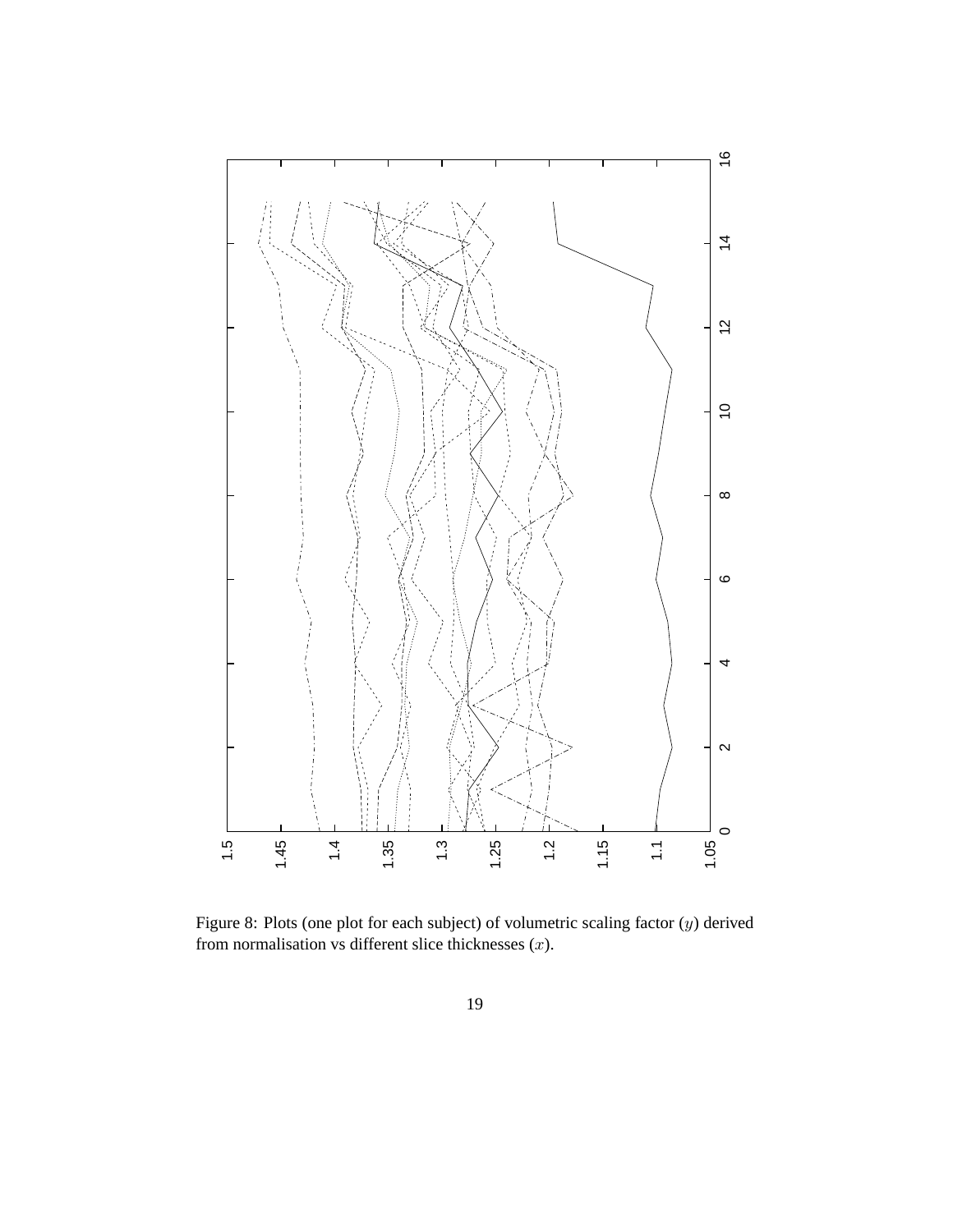Figure 8: Plots (one plot for each subject) of volumetric scaling factor ($y$) derived from normalisation vs different slice thicknesses ($x$).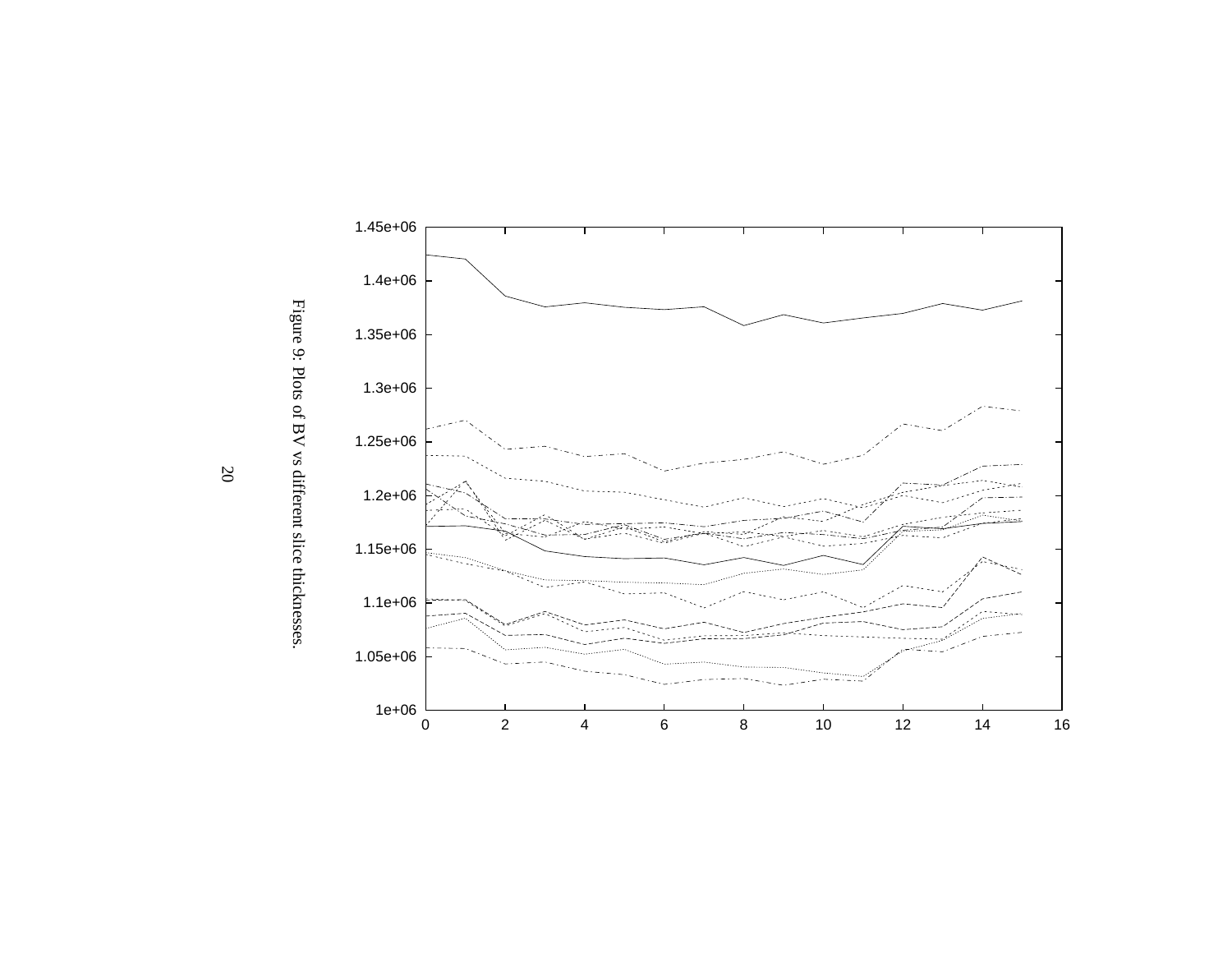Figure 9: Plots of BV vs different slice thicknesses.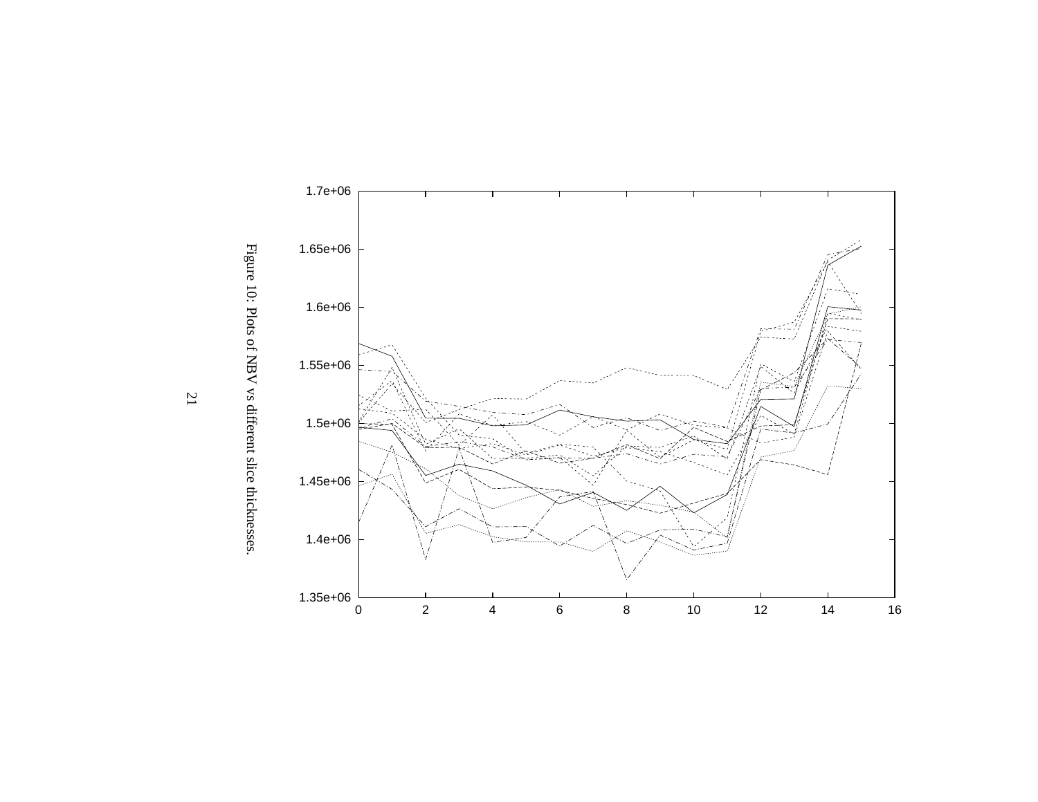Figure 10: Plots of NBV vs different slice thicknesses.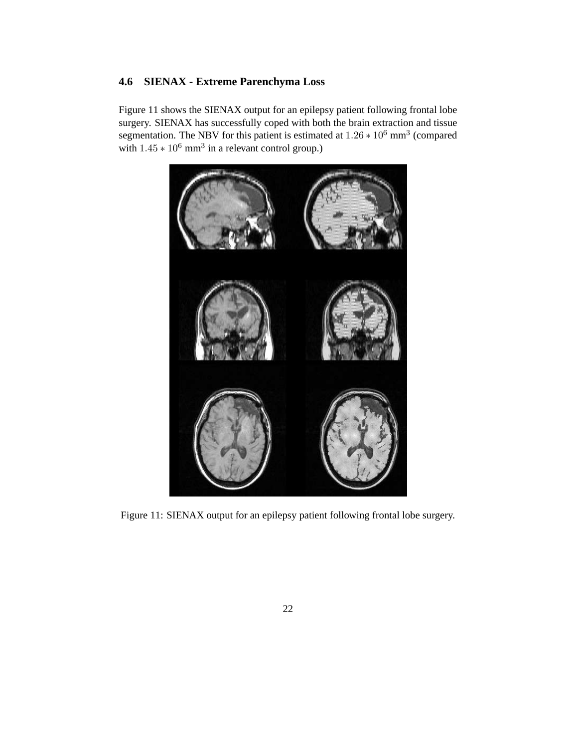### 4.6 SIENAX - Extreme Parenchyma Loss

Figure 11 shows the SIENAX output for an epilepsy patient following frontal lobe surgery. SIENAX has successfully coped with both the brain extraction and tissue segmentation. The NBV for this patient is estimated at $1.26 * 10^6$ mm$^3$ (compared with $1.45 * 10^6$ mm$^3$ in a relevant control group.)

Figure 11: SIENAX output for an epilepsy patient following frontal lobe surgery.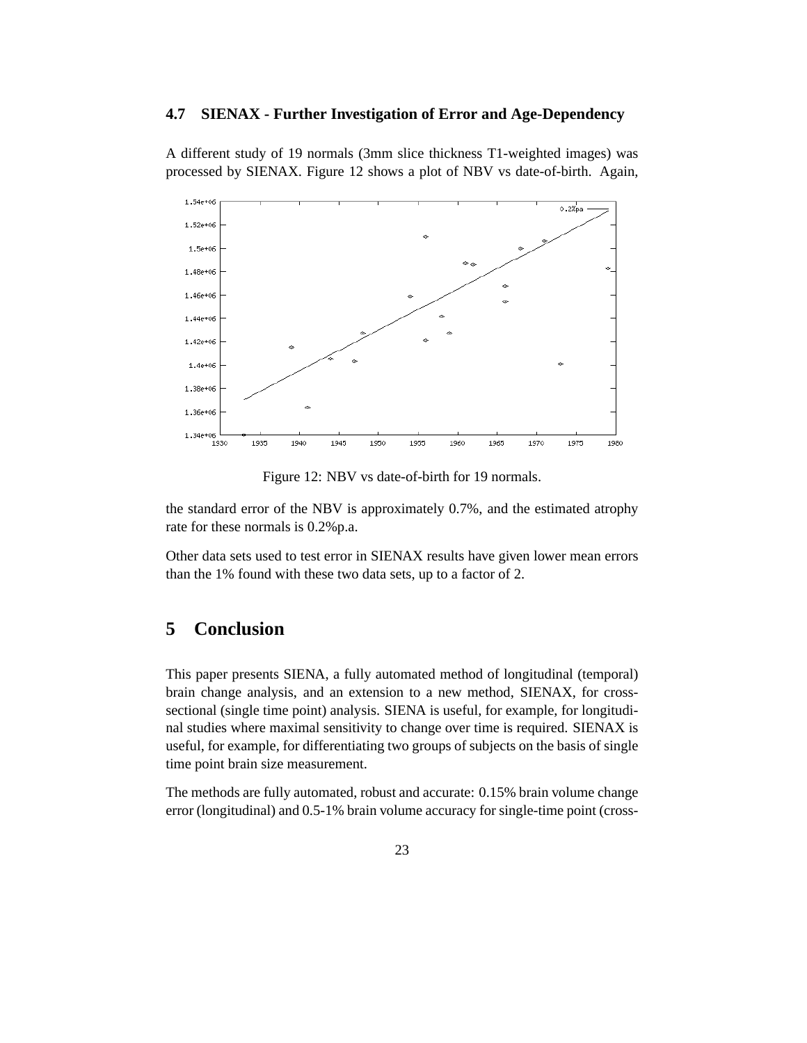### 4.7 SIENAX - Further Investigation of Error and Age-Dependency

A different study of 19 normals (3mm slice thickness T1-weighted images) was processed by SIENAX. Figure 12 shows a plot of NBV vs date-of-birth. Again, the standard error of the NBV is approximately 0.7%, and the estimated atrophy rate for these normals is 0.2%p.a.

Figure 12: NBV vs date-of-birth for 19 normals.

Other data sets used to test error in SIENAX results have given lower mean errors than the 1% found with these two data sets, up to a factor of 2.

# 5 Conclusion

This paper presents SIENA, a fully automated method of longitudinal (temporal) brain change analysis, and an extension to a new method, SIENAX, for cross-sectional (single time point) analysis. SIENA is useful, for example, for longitudinal studies where maximal sensitivity to change over time is required. SIENAX is useful, for example, for differentiating two groups of subjects on the basis of single time point brain size measurement.

The methods are fully automated, robust and accurate: 0.15% brain volume change error (longitudinal) and 0.5-1% brain volume accuracy for single-time point (cross-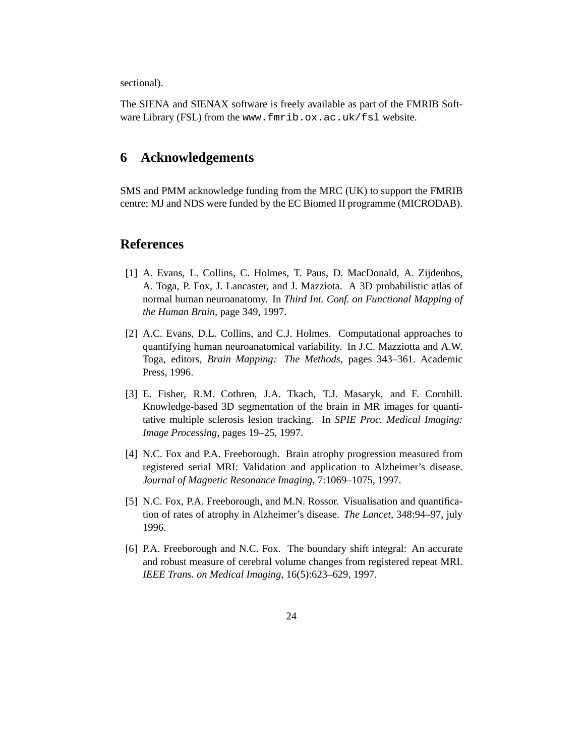sectional).

The SIENA and SIENAX software is freely available as part of the FMRIB Software Library (FSL) from the `www.fmrib.ox.ac.uk/fsl` website.

## 6 Acknowledgements

SMS and PMM acknowledge funding from the MRC (UK) to support the FMRIB centre; MJ and NDS were funded by the EC Biomed II programme (MICRODAB).

## References

[1] A. Evans, L. Collins, C. Holmes, T. Paus, D. MacDonald, A. Zijdenbos, A. Toga, P. Fox, J. Lancaster, and J. Mazziota. A 3D probabilistic atlas of normal human neuroanatomy. In *Third Int. Conf. on Functional Mapping of the Human Brain*, page 349, 1997.

[2] A.C. Evans, D.L. Collins, and C.J. Holmes. Computational approaches to quantifying human neuroanatomical variability. In J.C. Mazziotta and A.W. Toga, editors, *Brain Mapping: The Methods*, pages 343–361. Academic Press, 1996.

[3] E. Fisher, R.M. Cothren, J.A. Tkach, T.J. Masaryk, and F. Cornhill. Knowledge-based 3D segmentation of the brain in MR images for quantitative multiple sclerosis lesion tracking. In *SPIE Proc. Medical Imaging: Image Processing*, pages 19–25, 1997.

[4] N.C. Fox and P.A. Freeborough. Brain atrophy progression measured from registered serial MRI: Validation and application to Alzheimer's disease. *Journal of Magnetic Resonance Imaging*, 7:1069–1075, 1997.

[5] N.C. Fox, P.A. Freeborough, and M.N. Rossor. Visualisation and quantification of rates of atrophy in Alzheimer's disease. *The Lancet*, 348:94–97, july 1996.

[6] P.A. Freeborough and N.C. Fox. The boundary shift integral: An accurate and robust measure of cerebral volume changes from registered repeat MRI. *IEEE Trans. on Medical Imaging*, 16(5):623–629, 1997.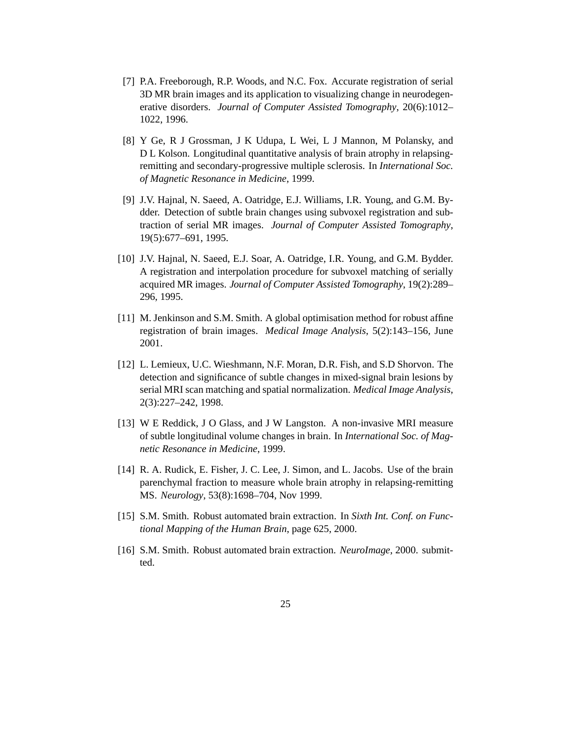[7] P.A. Freeborough, R.P. Woods, and N.C. Fox. Accurate registration of serial 3D MR brain images and its application to visualizing change in neurodegenerative disorders. *Journal of Computer Assisted Tomography*, 20(6):1012–1022, 1996.

[8] Y Ge, R J Grossman, J K Udupa, L Wei, L J Mannon, M Polansky, and D L Kolson. Longitudinal quantitative analysis of brain atrophy in relapsing-remitting and secondary-progressive multiple sclerosis. In *International Soc. of Magnetic Resonance in Medicine*, 1999.

[9] J.V. Hajnal, N. Saeed, A. Oatridge, E.J. Williams, I.R. Young, and G.M. Bydder. Detection of subtle brain changes using subvoxel registration and subtraction of serial MR images. *Journal of Computer Assisted Tomography*, 19(5):677–691, 1995.

[10] J.V. Hajnal, N. Saeed, E.J. Soar, A. Oatridge, I.R. Young, and G.M. Bydder. A registration and interpolation procedure for subvoxel matching of serially acquired MR images. *Journal of Computer Assisted Tomography*, 19(2):289–296, 1995.

[11] M. Jenkinson and S.M. Smith. A global optimisation method for robust affine registration of brain images. *Medical Image Analysis*, 5(2):143–156, June 2001.

[12] L. Lemieux, U.C. Wieshmann, N.F. Moran, D.R. Fish, and S.D Shorvon. The detection and significance of subtle changes in mixed-signal brain lesions by serial MRI scan matching and spatial normalization. *Medical Image Analysis*, 2(3):227–242, 1998.

[13] W E Reddick, J O Glass, and J W Langston. A non-invasive MRI measure of subtle longitudinal volume changes in brain. In *International Soc. of Magnetic Resonance in Medicine*, 1999.

[14] R. A. Rudick, E. Fisher, J. C. Lee, J. Simon, and L. Jacobs. Use of the brain parenchymal fraction to measure whole brain atrophy in relapsing-remitting MS. *Neurology*, 53(8):1698–704, Nov 1999.

[15] S.M. Smith. Robust automated brain extraction. In *Sixth Int. Conf. on Functional Mapping of the Human Brain*, page 625, 2000.

[16] S.M. Smith. Robust automated brain extraction. *NeuroImage*, 2000. submitted.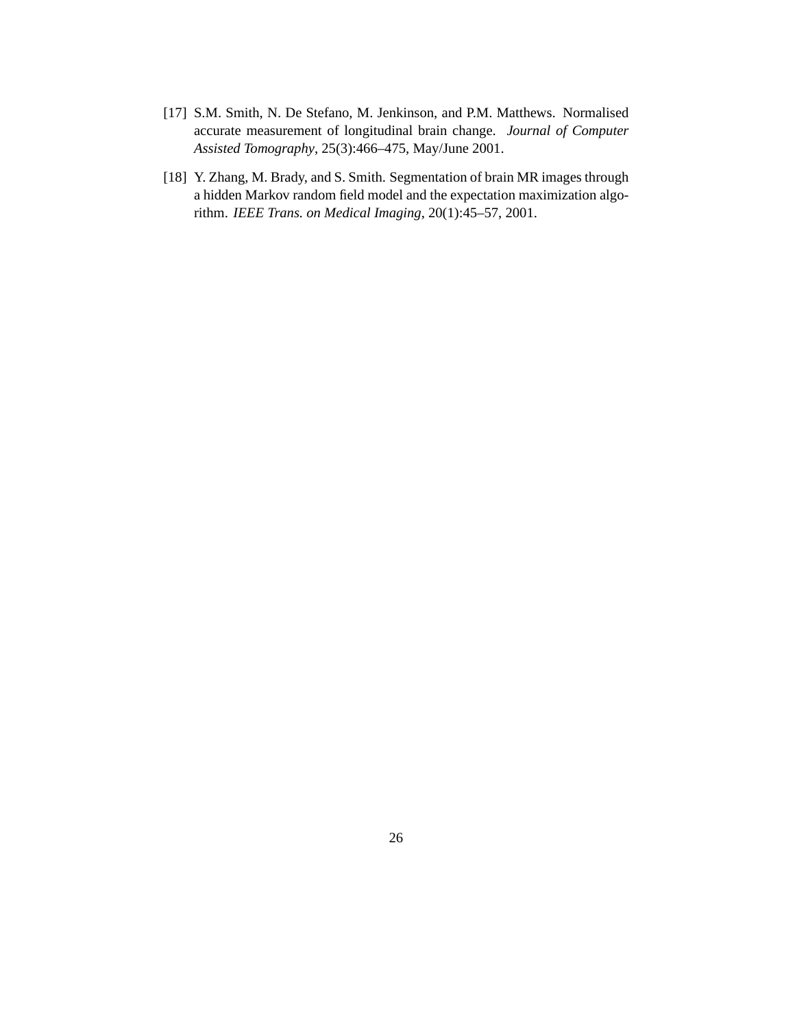[17] S.M. Smith, N. De Stefano, M. Jenkinson, and P.M. Matthews. Normalised accurate measurement of longitudinal brain change. *Journal of Computer Assisted Tomography*, 25(3):466–475, May/June 2001.

[18] Y. Zhang, M. Brady, and S. Smith. Segmentation of brain MR images through a hidden Markov random field model and the expectation maximization algorithm. *IEEE Trans. on Medical Imaging*, 20(1):45–57, 2001.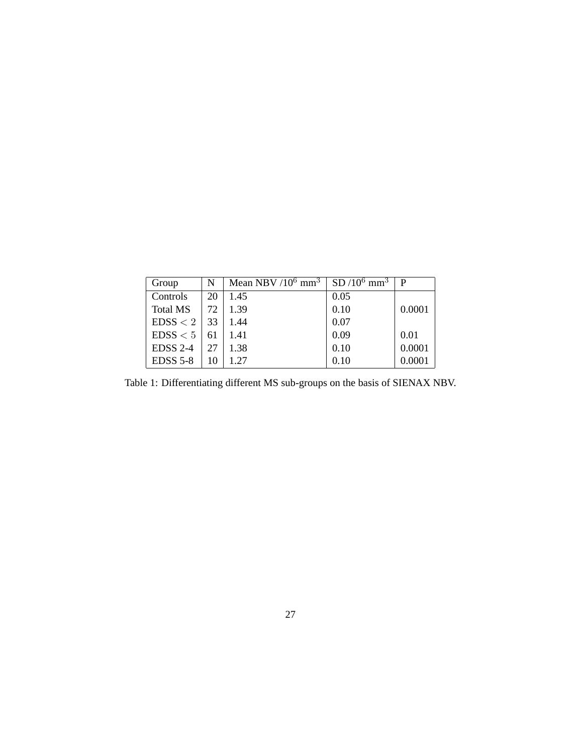| Group | N | Mean NBV /$10^6$ mm$^3$ | SD /$10^6$ mm$^3$ | P |
|---|---|---|---|---|
| Controls | 20 | 1.45 | 0.05 | |
| Total MS | 72 | 1.39 | 0.10 | 0.0001 |
| EDSS $< 2$ | 33 | 1.44 | 0.07 | |
| EDSS $< 5$ | 61 | 1.41 | 0.09 | 0.01 |
| EDSS 2-4 | 27 | 1.38 | 0.10 | 0.0001 |
| EDSS 5-8 | 10 | 1.27 | 0.10 | 0.0001 |

Table 1: Differentiating different MS sub-groups on the basis of SIENAX NBV.